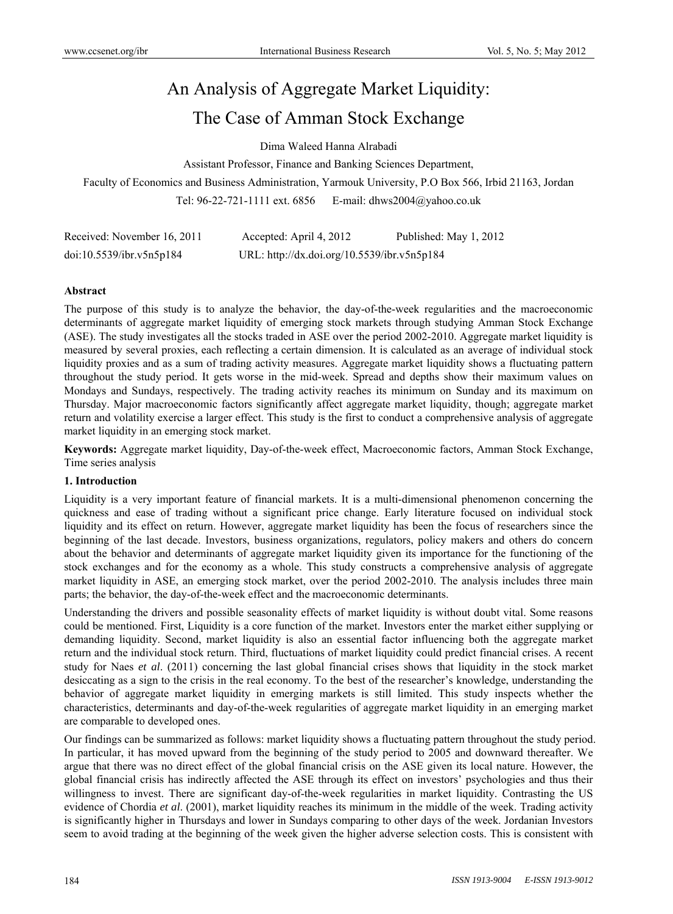# An Analysis of Aggregate Market Liquidity: The Case of Amman Stock Exchange

Dima Waleed Hanna Alrabadi

Assistant Professor, Finance and Banking Sciences Department,

Faculty of Economics and Business Administration, Yarmouk University, P.O Box 566, Irbid 21163, Jordan

Tel: 96-22-721-1111 ext. 6856 E-mail: dhws2004@yahoo.co.uk

Received: November 16, 2011 Accepted: April 4, 2012 Published: May 1, 2012

doi:10.5539/ibr.v5n5p184 URL: http://dx.doi.org/10.5539/ibr.v5n5p184

## Abstract

The purpose of this study is to analyze the behavior, the day-of-the-week regularities and the macroeconomic determinants of aggregate market liquidity of emerging stock markets through studying Amman Stock Exchange (ASE). The study investigates all the stocks traded in ASE over the period 2002-2010. Aggregate market liquidity is measured by several proxies, each reflecting a certain dimension. It is calculated as an average of individual stock liquidity proxies and as a sum of trading activity measures. Aggregate market liquidity shows a fluctuating pattern throughout the study period. It gets worse in the mid-week. Spread and depths show their maximum values on Mondays and Sundays, respectively. The trading activity reaches its minimum on Sunday and its maximum on Thursday. Major macroeconomic factors significantly affect aggregate market liquidity, though; aggregate market return and volatility exercise a larger effect. This study is the first to conduct a comprehensive analysis of aggregate market liquidity in an emerging stock market.

**Keywords:** Aggregate market liquidity, Day-of-the-week effect, Macroeconomic factors, Amman Stock Exchange, Time series analysis

## 1. Introduction

Liquidity is a very important feature of financial markets. It is a multi-dimensional phenomenon concerning the quickness and ease of trading without a significant price change. Early literature focused on individual stock liquidity and its effect on return. However, aggregate market liquidity has been the focus of researchers since the beginning of the last decade. Investors, business organizations, regulators, policy makers and others do concern about the behavior and determinants of aggregate market liquidity given its importance for the functioning of the stock exchanges and for the economy as a whole. This study constructs a comprehensive analysis of aggregate market liquidity in ASE, an emerging stock market, over the period 2002-2010. The analysis includes three main parts; the behavior, the day-of-the-week effect and the macroeconomic determinants.

Understanding the drivers and possible seasonality effects of market liquidity is without doubt vital. Some reasons could be mentioned. First, Liquidity is a core function of the market. Investors enter the market either supplying or demanding liquidity. Second, market liquidity is also an essential factor influencing both the aggregate market return and the individual stock return. Third, fluctuations of market liquidity could predict financial crises. A recent study for Naes *et al*. (2011) concerning the last global financial crises shows that liquidity in the stock market desiccating as a sign to the crisis in the real economy. To the best of the researcher's knowledge, understanding the behavior of aggregate market liquidity in emerging markets is still limited. This study inspects whether the characteristics, determinants and day-of-the-week regularities of aggregate market liquidity in an emerging market are comparable to developed ones.

Our findings can be summarized as follows: market liquidity shows a fluctuating pattern throughout the study period. In particular, it has moved upward from the beginning of the study period to 2005 and downward thereafter. We argue that there was no direct effect of the global financial crisis on the ASE given its local nature. However, the global financial crisis has indirectly affected the ASE through its effect on investors' psychologies and thus their willingness to invest. There are significant day-of-the-week regularities in market liquidity. Contrasting the US evidence of Chordia *et al.* (2001), market liquidity reaches its minimum in the middle of the week. Trading activity is significantly higher in Thursdays and lower in Sundays comparing to other days of the week. Jordanian Investors seem to avoid trading at the beginning of the week given the higher adverse selection costs. This is consistent with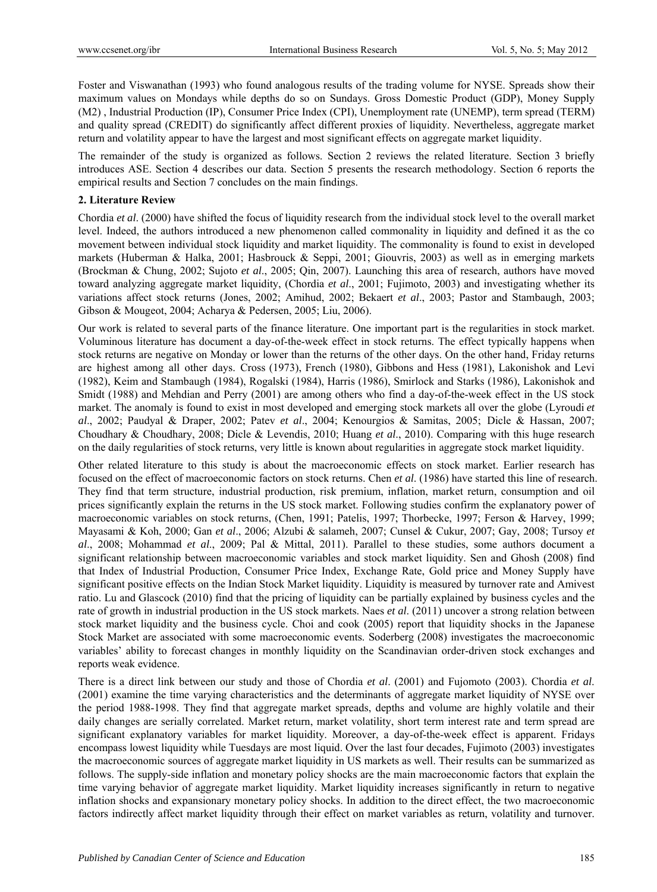Foster and Viswanathan (1993) who found analogous results of the trading volume for NYSE. Spreads show their maximum values on Mondays while depths do so on Sundays. Gross Domestic Product (GDP), Money Supply (M2) , Industrial Production (IP), Consumer Price Index (CPI), Unemployment rate (UNEMP), term spread (TERM) and quality spread (CREDIT) do significantly affect different proxies of liquidity. Nevertheless, aggregate market return and volatility appear to have the largest and most significant effects on aggregate market liquidity.

The remainder of the study is organized as follows. Section 2 reviews the related literature. Section 3 briefly introduces ASE. Section 4 describes our data. Section 5 presents the research methodology. Section 6 reports the empirical results and Section 7 concludes on the main findings.

## 2. Literature Review

Chordia *et al*. (2000) have shifted the focus of liquidity research from the individual stock level to the overall market level. Indeed, the authors introduced a new phenomenon called commonality in liquidity and defined it as the co movement between individual stock liquidity and market liquidity. The commonality is found to exist in developed markets (Huberman & Halka, 2001; Hasbrouck & Seppi, 2001; Giouvris, 2003) as well as in emerging markets (Brockman & Chung, 2002; Sujoto *et al*., 2005; Qin, 2007). Launching this area of research, authors have moved toward analyzing aggregate market liquidity, (Chordia *et al*., 2001; Fujimoto, 2003) and investigating whether its variations affect stock returns (Jones, 2002; Amihud, 2002; Bekaert *et al*., 2003; Pastor and Stambaugh, 2003; Gibson & Mougeot, 2004; Acharya & Pedersen, 2005; Liu, 2006).

Our work is related to several parts of the finance literature. One important part is the regularities in stock market. Voluminous literature has document a day-of-the-week effect in stock returns. The effect typically happens when stock returns are negative on Monday or lower than the returns of the other days. On the other hand, Friday returns are highest among all other days. Cross (1973), French (1980), Gibbons and Hess (1981), Lakonishok and Levi (1982), Keim and Stambaugh (1984), Rogalski (1984), Harris (1986), Smirlock and Starks (1986), Lakonishok and Smidt (1988) and Mehdian and Perry (2001) are among others who find a day-of-the-week effect in the US stock market. The anomaly is found to exist in most developed and emerging stock markets all over the globe (Lyroudi *et al*., 2002; Paudyal & Draper, 2002; Patev *et al*., 2004; Kenourgios & Samitas, 2005; Dicle & Hassan, 2007; Choudhary & Choudhary, 2008; Dicle & Levendis, 2010; Huang *et al*., 2010). Comparing with this huge research on the daily regularities of stock returns, very little is known about regularities in aggregate stock market liquidity.

Other related literature to this study is about the macroeconomic effects on stock market. Earlier research has focused on the effect of macroeconomic factors on stock returns. Chen *et al*. (1986) have started this line of research. They find that term structure, industrial production, risk premium, inflation, market return, consumption and oil prices significantly explain the returns in the US stock market. Following studies confirm the explanatory power of macroeconomic variables on stock returns, (Chen, 1991; Patelis, 1997; Thorbecke, 1997; Ferson & Harvey, 1999; Mayasami & Koh, 2000; Gan *et al*., 2006; Alzubi & salameh, 2007; Cunsel & Cukur, 2007; Gay, 2008; Tursoy *et al*., 2008; Mohammad *et al*., 2009; Pal & Mittal, 2011). Parallel to these studies, some authors document a significant relationship between macroeconomic variables and stock market liquidity. Sen and Ghosh (2008) find that Index of Industrial Production, Consumer Price Index, Exchange Rate, Gold price and Money Supply have significant positive effects on the Indian Stock Market liquidity. Liquidity is measured by turnover rate and Amivest ratio. Lu and Glascock (2010) find that the pricing of liquidity can be partially explained by business cycles and the rate of growth in industrial production in the US stock markets. Naes *et al*. (2011) uncover a strong relation between stock market liquidity and the business cycle. Choi and cook (2005) report that liquidity shocks in the Japanese Stock Market are associated with some macroeconomic events. Soderberg (2008) investigates the macroeconomic variables' ability to forecast changes in monthly liquidity on the Scandinavian order-driven stock exchanges and reports weak evidence.

There is a direct link between our study and those of Chordia *et al*. (2001) and Fujomoto (2003). Chordia *et al*. (2001) examine the time varying characteristics and the determinants of aggregate market liquidity of NYSE over the period 1988-1998. They find that aggregate market spreads, depths and volume are highly volatile and their daily changes are serially correlated. Market return, market volatility, short term interest rate and term spread are significant explanatory variables for market liquidity. Moreover, a day-of-the-week effect is apparent. Fridays encompass lowest liquidity while Tuesdays are most liquid. Over the last four decades, Fujimoto (2003) investigates the macroeconomic sources of aggregate market liquidity in US markets as well. Their results can be summarized as follows. The supply-side inflation and monetary policy shocks are the main macroeconomic factors that explain the time varying behavior of aggregate market liquidity. Market liquidity increases significantly in return to negative inflation shocks and expansionary monetary policy shocks. In addition to the direct effect, the two macroeconomic factors indirectly affect market liquidity through their effect on market variables as return, volatility and turnover.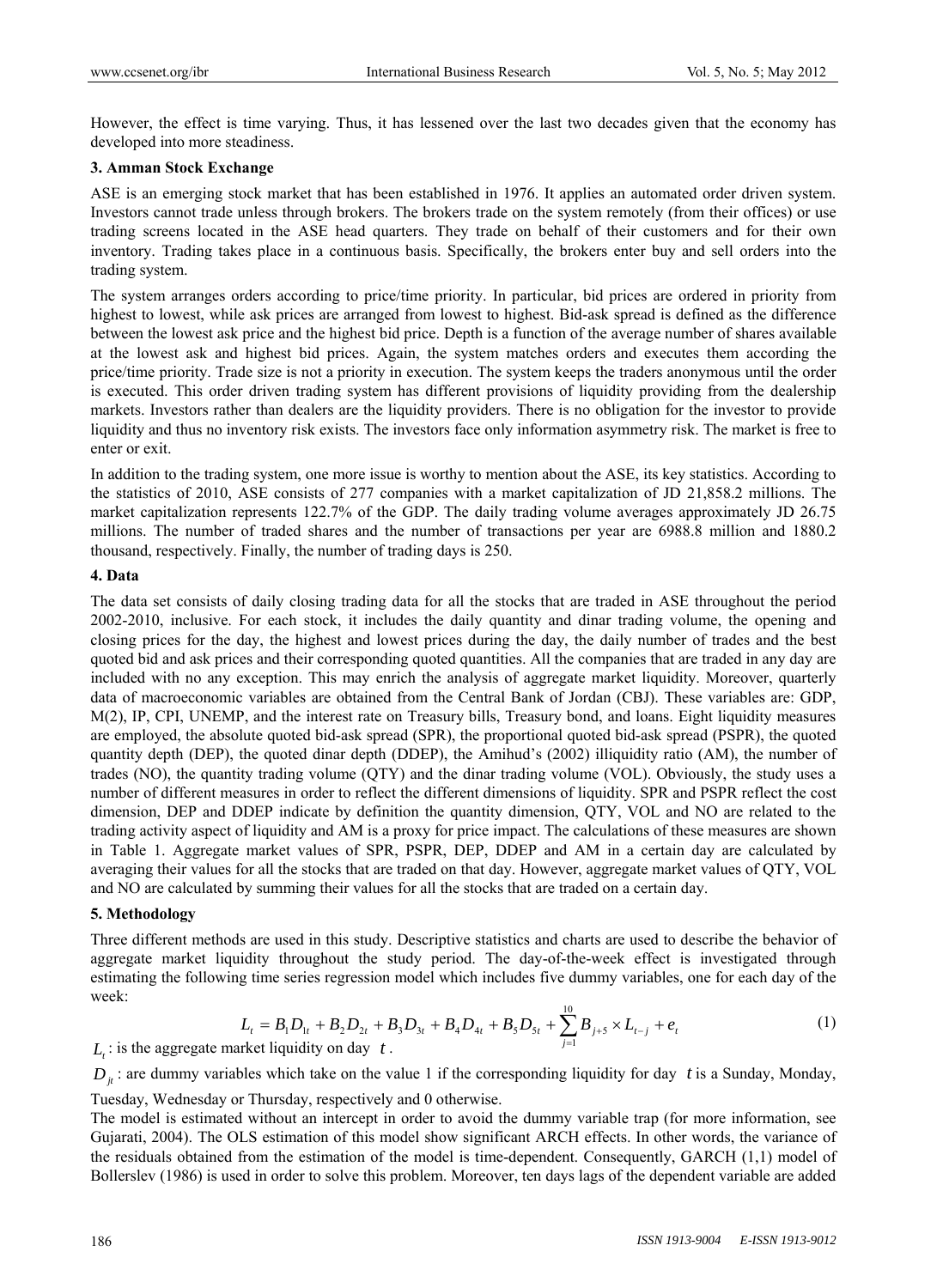However, the effect is time varying. Thus, it has lessened over the last two decades given that the economy has developed into more steadiness.

### 3. Amman Stock Exchange

ASE is an emerging stock market that has been established in 1976. It applies an automated order driven system. Investors cannot trade unless through brokers. The brokers trade on the system remotely (from their offices) or use trading screens located in the ASE head quarters. They trade on behalf of their customers and for their own inventory. Trading takes place in a continuous basis. Specifically, the brokers enter buy and sell orders into the trading system.

The system arranges orders according to price/time priority. In particular, bid prices are ordered in priority from highest to lowest, while ask prices are arranged from lowest to highest. Bid-ask spread is defined as the difference between the lowest ask price and the highest bid price. Depth is a function of the average number of shares available at the lowest ask and highest bid prices. Again, the system matches orders and executes them according the price/time priority. Trade size is not a priority in execution. The system keeps the traders anonymous until the order is executed. This order driven trading system has different provisions of liquidity providing from the dealership markets. Investors rather than dealers are the liquidity providers. There is no obligation for the investor to provide liquidity and thus no inventory risk exists. The investors face only information asymmetry risk. The market is free to enter or exit.

In addition to the trading system, one more issue is worthy to mention about the ASE, its key statistics. According to the statistics of 2010, ASE consists of 277 companies with a market capitalization of JD 21,858.2 millions. The market capitalization represents 122.7% of the GDP. The daily trading volume averages approximately JD 26.75 millions. The number of traded shares and the number of transactions per year are 6988.8 million and 1880.2 thousand, respectively. Finally, the number of trading days is 250.

### 4. Data

The data set consists of daily closing trading data for all the stocks that are traded in ASE throughout the period 2002-2010, inclusive. For each stock, it includes the daily quantity and dinar trading volume, the opening and closing prices for the day, the highest and lowest prices during the day, the daily number of trades and the best quoted bid and ask prices and their corresponding quoted quantities. All the companies that are traded in any day are included with no any exception. This may enrich the analysis of aggregate market liquidity. Moreover, quarterly data of macroeconomic variables are obtained from the Central Bank of Jordan (CBJ). These variables are: GDP, M(2), IP, CPI, UNEMP, and the interest rate on Treasury bills, Treasury bond, and loans. Eight liquidity measures are employed, the absolute quoted bid-ask spread (SPR), the proportional quoted bid-ask spread (PSPR), the quoted quantity depth (DEP), the quoted dinar depth (DDEP), the Amihud's (2002) illiquidity ratio (AM), the number of trades (NO), the quantity trading volume (QTY) and the dinar trading volume (VOL). Obviously, the study uses a number of different measures in order to reflect the different dimensions of liquidity. SPR and PSPR reflect the cost dimension, DEP and DDEP indicate by definition the quantity dimension, QTY, VOL and NO are related to the trading activity aspect of liquidity and AM is a proxy for price impact. The calculations of these measures are shown in Table 1. Aggregate market values of SPR, PSPR, DEP, DDEP and AM in a certain day are calculated by averaging their values for all the stocks that are traded on that day. However, aggregate market values of QTY, VOL and NO are calculated by summing their values for all the stocks that are traded on a certain day.

### 5. Methodology

Three different methods are used in this study. Descriptive statistics and charts are used to describe the behavior of aggregate market liquidity throughout the study period. The day-of-the-week effect is investigated through estimating the following time series regression model which includes five dummy variables, one for each day of the week:

$$L_t = B_1 D_{1t} + B_2 D_{2t} + B_3 D_{3t} + B_4 D_{4t} + B_5 D_{5t} + \sum_{j=1}^{10} B_{j+5} \times L_{t-j} + e_t \tag{1}$$

$L_t$ : is the aggregate market liquidity on day $t$.

$D_{jt}$ : are dummy variables which take on the value 1 if the corresponding liquidity for day $t$ is a Sunday, Monday, Tuesday, Wednesday or Thursday, respectively and 0 otherwise.

The model is estimated without an intercept in order to avoid the dummy variable trap (for more information, see Gujarati, 2004). The OLS estimation of this model show significant ARCH effects. In other words, the variance of the residuals obtained from the estimation of the model is time-dependent. Consequently, GARCH (1,1) model of Bollerslev (1986) is used in order to solve this problem. Moreover, ten days lags of the dependent variable are added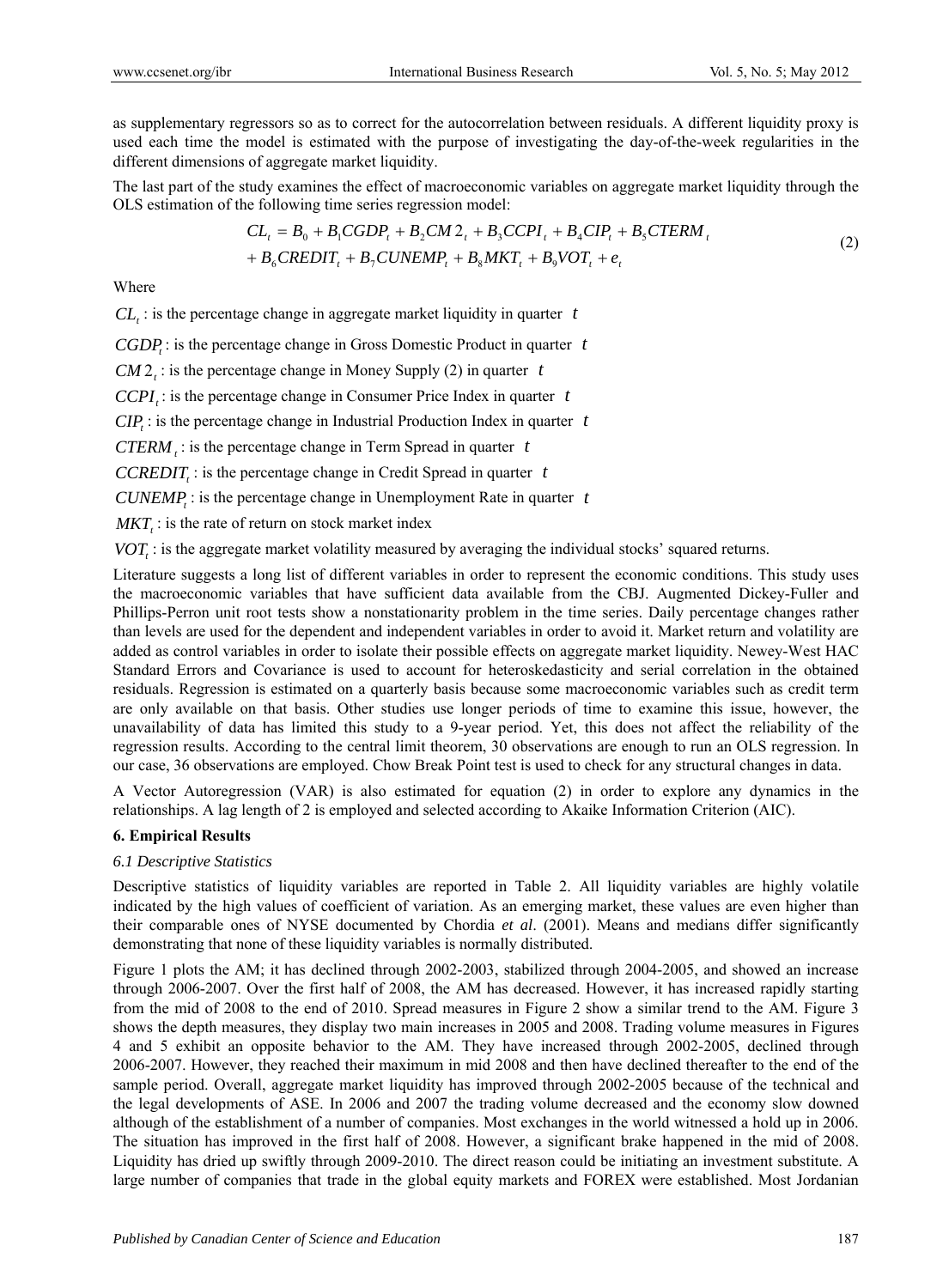as supplementary regressors so as to correct for the autocorrelation between residuals. A different liquidity proxy is used each time the model is estimated with the purpose of investigating the day-of-the-week regularities in the different dimensions of aggregate market liquidity.

The last part of the study examines the effect of macroeconomic variables on aggregate market liquidity through the OLS estimation of the following time series regression model:

$$
\begin{aligned}
CL_t = {} & B_0 + B_1 CGDP_t + B_2 CM2_t + B_3 CCPI_t + B_4 CIP_t + B_5 CTERM_t \\
& + B_6 CREDIT_t + B_7 CUNEMP_t + B_8 MKT_t + B_9 VOT_t + e_t
\end{aligned}
\tag{2}
$$

Where

$CL_t$ : is the percentage change in aggregate market liquidity in quarter $t$

$CGDP_t$ : is the percentage change in Gross Domestic Product in quarter $t$

$CM2_t$ : is the percentage change in Money Supply (2) in quarter $t$

$CCPI_t$ : is the percentage change in Consumer Price Index in quarter $t$

$CIP_t$ : is the percentage change in Industrial Production Index in quarter $t$

$CTERM_t$ : is the percentage change in Term Spread in quarter $t$

$CCREDIT_t$ : is the percentage change in Credit Spread in quarter $t$

$CUNEMP_t$ : is the percentage change in Unemployment Rate in quarter $t$

$MKT_t$ : is the rate of return on stock market index

$VOT_t$ : is the aggregate market volatility measured by averaging the individual stocks' squared returns.

Literature suggests a long list of different variables in order to represent the economic conditions. This study uses the macroeconomic variables that have sufficient data available from the CBJ. Augmented Dickey-Fuller and Phillips-Perron unit root tests show a nonstationarity problem in the time series. Daily percentage changes rather than levels are used for the dependent and independent variables in order to avoid it. Market return and volatility are added as control variables in order to isolate their possible effects on aggregate market liquidity. Newey-West HAC Standard Errors and Covariance is used to account for heteroskedasticity and serial correlation in the obtained residuals. Regression is estimated on a quarterly basis because some macroeconomic variables such as credit term are only available on that basis. Other studies use longer periods of time to examine this issue, however, the unavailability of data has limited this study to a 9-year period. Yet, this does not affect the reliability of the regression results. According to the central limit theorem, 30 observations are enough to run an OLS regression. In our case, 36 observations are employed. Chow Break Point test is used to check for any structural changes in data.

A Vector Autoregression (VAR) is also estimated for equation (2) in order to explore any dynamics in the relationships. A lag length of 2 is employed and selected according to Akaike Information Criterion (AIC).

## 6. Empirical Results

### *6.1 Descriptive Statistics*

Descriptive statistics of liquidity variables are reported in Table 2. All liquidity variables are highly volatile indicated by the high values of coefficient of variation. As an emerging market, these values are even higher than their comparable ones of NYSE documented by Chordia *et al*. (2001). Means and medians differ significantly demonstrating that none of these liquidity variables is normally distributed.

Figure 1 plots the AM; it has declined through 2002-2003, stabilized through 2004-2005, and showed an increase through 2006-2007. Over the first half of 2008, the AM has decreased. However, it has increased rapidly starting from the mid of 2008 to the end of 2010. Spread measures in Figure 2 show a similar trend to the AM. Figure 3 shows the depth measures, they display two main increases in 2005 and 2008. Trading volume measures in Figures 4 and 5 exhibit an opposite behavior to the AM. They have increased through 2002-2005, declined through 2006-2007. However, they reached their maximum in mid 2008 and then have declined thereafter to the end of the sample period. Overall, aggregate market liquidity has improved through 2002-2005 because of the technical and the legal developments of ASE. In 2006 and 2007 the trading volume decreased and the economy slow downed although of the establishment of a number of companies. Most exchanges in the world witnessed a hold up in 2006. The situation has improved in the first half of 2008. However, a significant brake happened in the mid of 2008. Liquidity has dried up swiftly through 2009-2010. The direct reason could be initiating an investment substitute. A large number of companies that trade in the global equity markets and FOREX were established. Most Jordanian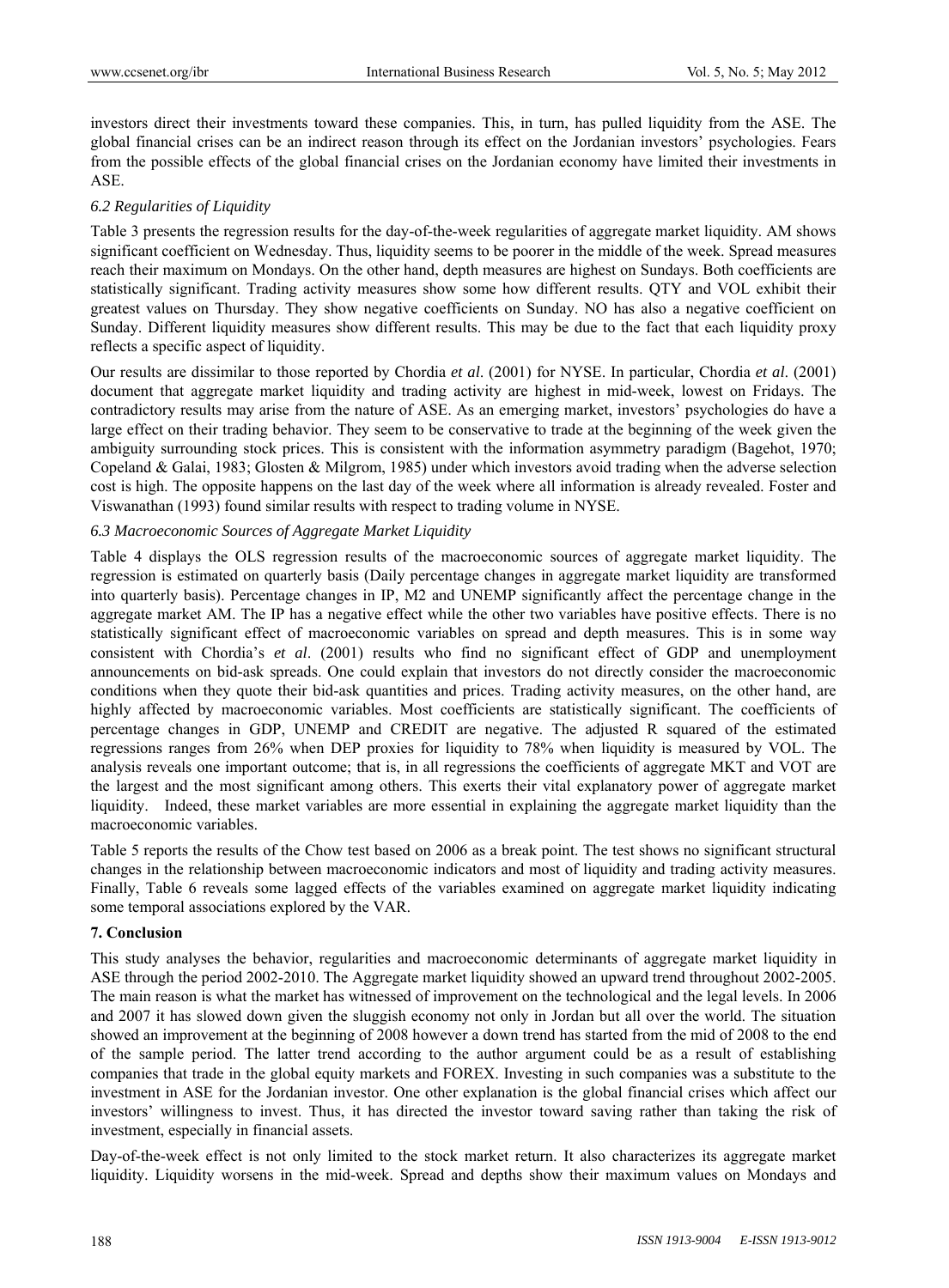investors direct their investments toward these companies. This, in turn, has pulled liquidity from the ASE. The global financial crises can be an indirect reason through its effect on the Jordanian investors' psychologies. Fears from the possible effects of the global financial crises on the Jordanian economy have limited their investments in ASE.

### *6.2 Regularities of Liquidity*

Table 3 presents the regression results for the day-of-the-week regularities of aggregate market liquidity. AM shows significant coefficient on Wednesday. Thus, liquidity seems to be poorer in the middle of the week. Spread measures reach their maximum on Mondays. On the other hand, depth measures are highest on Sundays. Both coefficients are statistically significant. Trading activity measures show some how different results. QTY and VOL exhibit their greatest values on Thursday. They show negative coefficients on Sunday. NO has also a negative coefficient on Sunday. Different liquidity measures show different results. This may be due to the fact that each liquidity proxy reflects a specific aspect of liquidity.

Our results are dissimilar to those reported by Chordia *et al*. (2001) for NYSE. In particular, Chordia *et al*. (2001) document that aggregate market liquidity and trading activity are highest in mid-week, lowest on Fridays. The contradictory results may arise from the nature of ASE. As an emerging market, investors' psychologies do have a large effect on their trading behavior. They seem to be conservative to trade at the beginning of the week given the ambiguity surrounding stock prices. This is consistent with the information asymmetry paradigm (Bagehot, 1970; Copeland & Galai, 1983; Glosten & Milgrom, 1985) under which investors avoid trading when the adverse selection cost is high. The opposite happens on the last day of the week where all information is already revealed. Foster and Viswanathan (1993) found similar results with respect to trading volume in NYSE.

### *6.3 Macroeconomic Sources of Aggregate Market Liquidity*

Table 4 displays the OLS regression results of the macroeconomic sources of aggregate market liquidity. The regression is estimated on quarterly basis (Daily percentage changes in aggregate market liquidity are transformed into quarterly basis). Percentage changes in IP, M2 and UNEMP significantly affect the percentage change in the aggregate market AM. The IP has a negative effect while the other two variables have positive effects. There is no statistically significant effect of macroeconomic variables on spread and depth measures. This is in some way consistent with Chordia's *et al*. (2001) results who find no significant effect of GDP and unemployment announcements on bid-ask spreads. One could explain that investors do not directly consider the macroeconomic conditions when they quote their bid-ask quantities and prices. Trading activity measures, on the other hand, are highly affected by macroeconomic variables. Most coefficients are statistically significant. The coefficients of percentage changes in GDP, UNEMP and CREDIT are negative. The adjusted R squared of the estimated regressions ranges from 26% when DEP proxies for liquidity to 78% when liquidity is measured by VOL. The analysis reveals one important outcome; that is, in all regressions the coefficients of aggregate MKT and VOT are the largest and the most significant among others. This exerts their vital explanatory power of aggregate market liquidity. Indeed, these market variables are more essential in explaining the aggregate market liquidity than the macroeconomic variables.

Table 5 reports the results of the Chow test based on 2006 as a break point. The test shows no significant structural changes in the relationship between macroeconomic indicators and most of liquidity and trading activity measures. Finally, Table 6 reveals some lagged effects of the variables examined on aggregate market liquidity indicating some temporal associations explored by the VAR.

## 7. Conclusion

This study analyses the behavior, regularities and macroeconomic determinants of aggregate market liquidity in ASE through the period 2002-2010. The Aggregate market liquidity showed an upward trend throughout 2002-2005. The main reason is what the market has witnessed of improvement not only on the technological and the legal levels. In 2006 and 2007 it has slowed down given the sluggish economy not only in Jordan but all over the world. The situation showed an improvement at the beginning of 2008 however a down trend has started from the mid of 2008 to the end of the sample period. The latter trend according to the author argument could be as a result of establishing companies that trade in the global equity markets and FOREX. Investing in such companies was a substitute to the investment in ASE for the Jordanian investor. One other explanation is the global financial crises which affect our investors' willingness to invest. Thus, it has directed the investor toward saving rather than taking the risk of investment, especially in financial assets.

Day-of-the-week effect is not only limited to the stock market return. It also characterizes its aggregate market liquidity. Liquidity worsens in the mid-week. Spread and depths show their maximum values on Mondays and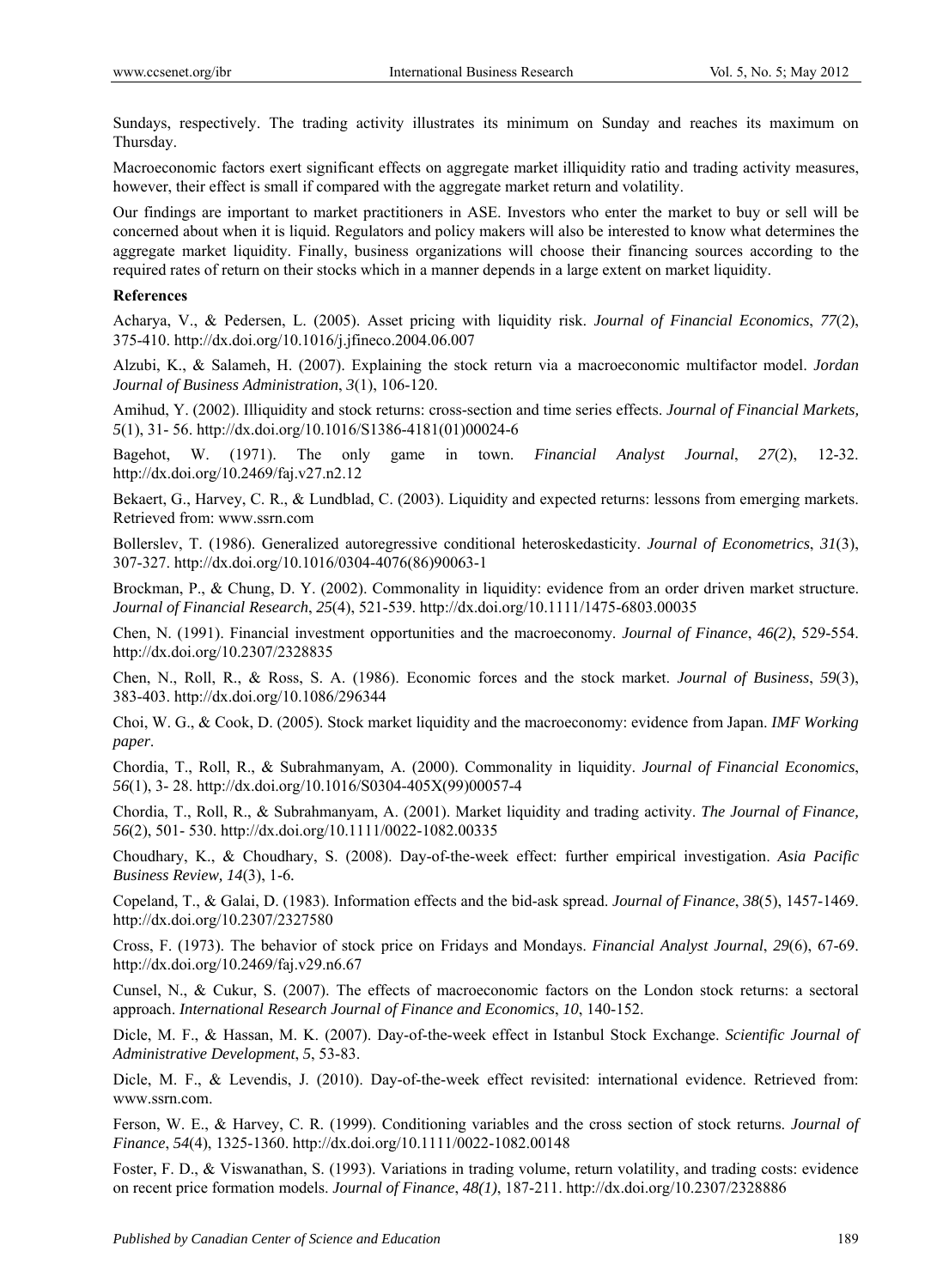Sundays, respectively. The trading activity illustrates its minimum on Sunday and reaches its maximum on Thursday.

Macroeconomic factors exert significant effects on aggregate market illiquidity ratio and trading activity measures, however, their effect is small if compared with the aggregate market return and volatility.

Our findings are important to market practitioners in ASE. Investors who enter the market to buy or sell will be concerned about when it is liquid. Regulators and policy makers will also be interested to know what determines the aggregate market liquidity. Finally, business organizations will choose their financing sources according to the required rates of return on their stocks which in a manner depends in a large extent on market liquidity.

**References**

Acharya, V., & Pedersen, L. (2005). Asset pricing with liquidity risk. *Journal of Financial Economics*, *77*(2), 375-410. http://dx.doi.org/10.1016/j.jfineco.2004.06.007

Alzubi, K., & Salameh, H. (2007). Explaining the stock return via a macroeconomic multifactor model. *Jordan Journal of Business Administration*, *3*(1), 106-120.

Amihud, Y. (2002). Illiquidity and stock returns: cross-section and time series effects. *Journal of Financial Markets, 5*(1), 31- 56. http://dx.doi.org/10.1016/S1386-4181(01)00024-6

Bagehot, W. (1971). The only game in town. *Financial Analyst Journal*, *27*(2), 12-32. http://dx.doi.org/10.2469/faj.v27.n2.12

Bekaert, G., Harvey, C. R., & Lundblad, C. (2003). Liquidity and expected returns: lessons from emerging markets. Retrieved from: www.ssrn.com

Bollerslev, T. (1986). Generalized autoregressive conditional heteroskedasticity. *Journal of Econometrics*, *31*(3), 307-327. http://dx.doi.org/10.1016/0304-4076(86)90063-1

Brockman, P., & Chung, D. Y. (2002). Commonality in liquidity: evidence from an order driven market structure. *Journal of Financial Research*, *25*(4), 521-539. http://dx.doi.org/10.1111/1475-6803.00035

Chen, N. (1991). Financial investment opportunities and the macroeconomy. *Journal of Finance*, *46(2)*, 529-554. http://dx.doi.org/10.2307/2328835

Chen, N., Roll, R., & Ross, S. A. (1986). Economic forces and the stock market. *Journal of Business*, *59*(3), 383-403. http://dx.doi.org/10.1086/296344

Choi, W. G., & Cook, D. (2005). Stock market liquidity and the macroeconomy: evidence from Japan. *IMF Working paper*.

Chordia, T., Roll, R., & Subrahmanyam, A. (2000). Commonality in liquidity. *Journal of Financial Economics*, *56*(1), 3- 28. http://dx.doi.org/10.1016/S0304-405X(99)00057-4

Chordia, T., Roll, R., & Subrahmanyam, A. (2001). Market liquidity and trading activity. *The Journal of Finance, 56*(2), 501- 530. http://dx.doi.org/10.1111/0022-1082.00335

Choudhary, K., & Choudhary, S. (2008). Day-of-the-week effect: further empirical investigation. *Asia Pacific Business Review, 14*(3), 1-6.

Copeland, T., & Galai, D. (1983). Information effects and the bid-ask spread. *Journal of Finance*, *38*(5), 1457-1469. http://dx.doi.org/10.2307/2327580

Cross, F. (1973). The behavior of stock price on Fridays and Mondays. *Financial Analyst Journal*, *29*(6), 67-69. http://dx.doi.org/10.2469/faj.v29.n6.67

Cunsel, N., & Cukur, S. (2007). The effects of macroeconomic factors on the London stock returns: a sectoral approach. *International Research Journal of Finance and Economics*, *10*, 140-152.

Dicle, M. F., & Hassan, M. K. (2007). Day-of-the-week effect in Istanbul Stock Exchange. *Scientific Journal of Administrative Development*, *5*, 53-83.

Dicle, M. F., & Levendis, J. (2010). Day-of-the-week effect revisited: international evidence. Retrieved from: www.ssrn.com.

Ferson, W. E., & Harvey, C. R. (1999). Conditioning variables and the cross section of stock returns. *Journal of Finance*, *54*(4), 1325-1360. http://dx.doi.org/10.1111/0022-1082.00148

Foster, F. D., & Viswanathan, S. (1993). Variations in trading volume, return volatility, and trading costs: evidence on recent price formation models. *Journal of Finance*, *48(1)*, 187-211. http://dx.doi.org/10.2307/2328886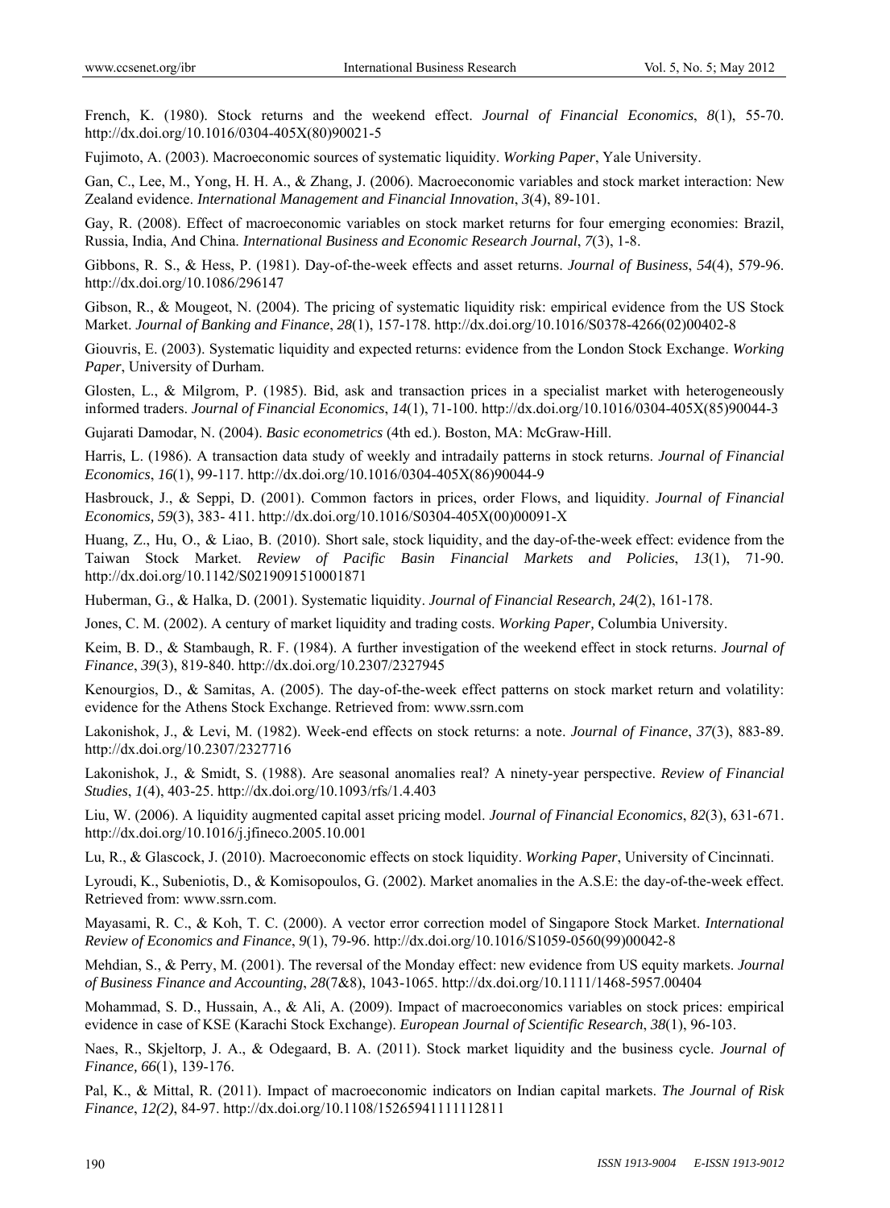French, K. (1980). Stock returns and the weekend effect. *Journal of Financial Economics*, *8*(1), 55-70. http://dx.doi.org/10.1016/0304-405X(80)90021-5

Fujimoto, A. (2003). Macroeconomic sources of systematic liquidity. *Working Paper*, Yale University.

Gan, C., Lee, M., Yong, H. H. A., & Zhang, J. (2006). Macroeconomic variables and stock market interaction: New Zealand evidence. *International Management and Financial Innovation*, *3*(4), 89-101.

Gay, R. (2008). Effect of macroeconomic variables on stock market returns for four emerging economies: Brazil, Russia, India, And China. *International Business and Economic Research Journal*, *7*(3), 1-8.

Gibbons, R. S., & Hess, P. (1981). Day-of-the-week effects and asset returns. *Journal of Business*, *54*(4), 579-96. http://dx.doi.org/10.1086/296147

Gibson, R., & Mougeot, N. (2004). The pricing of systematic liquidity risk: empirical evidence from the US Stock Market. *Journal of Banking and Finance*, *28*(1), 157-178. http://dx.doi.org/10.1016/S0378-4266(02)00402-8

Giouvris, E. (2003). Systematic liquidity and expected returns: evidence from the London Stock Exchange. *Working Paper*, University of Durham.

Glosten, L., & Milgrom, P. (1985). Bid, ask and transaction prices in a specialist market with heterogeneously informed traders. *Journal of Financial Economics*, *14*(1), 71-100. http://dx.doi.org/10.1016/0304-405X(85)90044-3

Gujarati Damodar, N. (2004). *Basic econometrics* (4th ed.). Boston, MA: McGraw-Hill.

Harris, L. (1986). A transaction data study of weekly and intradaily patterns in stock returns. *Journal of Financial Economics*, *16*(1), 99-117. http://dx.doi.org/10.1016/0304-405X(86)90044-9

Hasbrouck, J., & Seppi, D. (2001). Common factors in prices, order Flows, and liquidity. *Journal of Financial Economics, 59*(3), 383- 411. http://dx.doi.org/10.1016/S0304-405X(00)00091-X

Huang, Z., Hu, O., & Liao, B. (2010). Short sale, stock liquidity, and the day-of-the-week effect: evidence from the Taiwan Stock Market. *Review of Pacific Basin Financial Markets and Policies*, *13*(1), 71-90. http://dx.doi.org/10.1142/S0219091510001871

Huberman, G., & Halka, D. (2001). Systematic liquidity. *Journal of Financial Research, 24*(2), 161-178.

Jones, C. M. (2002). A century of market liquidity and trading costs. *Working Paper,* Columbia University.

Keim, B. D., & Stambaugh, R. F. (1984). A further investigation of the weekend effect in stock returns. *Journal of Finance*, *39*(3), 819-840. http://dx.doi.org/10.2307/2327945

Kenourgios, D., & Samitas, A. (2005). The day-of-the-week effect patterns on stock market return and volatility: evidence for the Athens Stock Exchange. Retrieved from: www.ssrn.com

Lakonishok, J., & Levi, M. (1982). Week-end effects on stock returns: a note. *Journal of Finance*, *37*(3), 883-89. http://dx.doi.org/10.2307/2327716

Lakonishok, J., & Smidt, S. (1988). Are seasonal anomalies real? A ninety-year perspective. *Review of Financial Studies*, *1*(4), 403-25. http://dx.doi.org/10.1093/rfs/1.4.403

Liu, W. (2006). A liquidity augmented capital asset pricing model. *Journal of Financial Economics*, *82*(3), 631-671. http://dx.doi.org/10.1016/j.jfineco.2005.10.001

Lu, R., & Glascock, J. (2010). Macroeconomic effects on stock liquidity. *Working Paper*, University of Cincinnati.

Lyroudi, K., Subeniotis, D., & Komisopoulos, G. (2002). Market anomalies in the A.S.E: the day-of-the-week effect. Retrieved from: www.ssrn.com.

Mayasami, R. C., & Koh, T. C. (2000). A vector error correction model of Singapore Stock Market. *International Review of Economics and Finance*, *9*(1), 79-96. http://dx.doi.org/10.1016/S1059-0560(99)00042-8

Mehdian, S., & Perry, M. (2001). The reversal of the Monday effect: new evidence from US equity markets. *Journal of Business Finance and Accounting*, *28*(7&8), 1043-1065. http://dx.doi.org/10.1111/1468-5957.00404

Mohammad, S. D., Hussain, A., & Ali, A. (2009). Impact of macroeconomics variables on stock prices: empirical evidence in case of KSE (Karachi Stock Exchange). *European Journal of Scientific Research*, *38*(1), 96-103.

Naes, R., Skjeltorp, J. A., & Odegaard, B. A. (2011). Stock market liquidity and the business cycle. *Journal of Finance, 66*(1), 139-176.

Pal, K., & Mittal, R. (2011). Impact of macroeconomic indicators on Indian capital markets. *The Journal of Risk Finance*, *12(2)*, 84-97. http://dx.doi.org/10.1108/15265941111112811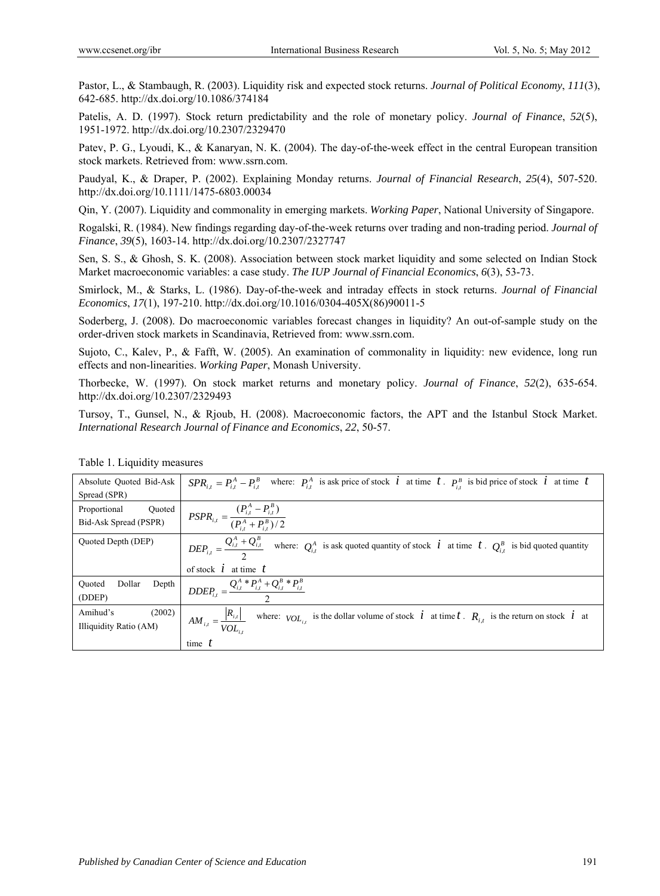Pastor, L., & Stambaugh, R. (2003). Liquidity risk and expected stock returns. *Journal of Political Economy*, *111*(3), 642-685. http://dx.doi.org/10.1086/374184

Patelis, A. D. (1997). Stock return predictability and the role of monetary policy. *Journal of Finance*, *52*(5), 1951-1972. http://dx.doi.org/10.2307/2329470

Patev, P. G., Lyoudi, K., & Kanaryan, N. K. (2004). The day-of-the-week effect in the central European transition stock markets. Retrieved from: www.ssrn.com.

Paudyal, K., & Draper, P. (2002). Explaining Monday returns. *Journal of Financial Research*, *25*(4), 507-520. http://dx.doi.org/10.1111/1475-6803.00034

Qin, Y. (2007). Liquidity and commonality in emerging markets. *Working Paper*, National University of Singapore.

Rogalski, R. (1984). New findings regarding day-of-the-week returns over trading and non-trading period. *Journal of Finance*, *39*(5), 1603-14. http://dx.doi.org/10.2307/2327747

Sen, S. S., & Ghosh, S. K. (2008). Association between stock market liquidity and some selected on Indian Stock Market macroeconomic variables: a case study. *The IUP Journal of Financial Economics*, *6*(3), 53-73.

Smirlock, M., & Starks, L. (1986). Day-of-the-week and intraday effects in stock returns. *Journal of Financial Economics*, *17*(1), 197-210. http://dx.doi.org/10.1016/0304-405X(86)90011-5

Soderberg, J. (2008). Do macroeconomic variables forecast changes in liquidity? An out-of-sample study on the order-driven stock markets in Scandinavia, Retrieved from: www.ssrn.com.

Sujoto, C., Kalev, P., & Fafft, W. (2005). An examination of commonality in liquidity: new evidence, long run effects and non-linearities. *Working Paper*, Monash University.

Thorbecke, W. (1997). On stock market returns and monetary policy. *Journal of Finance*, *52*(2), 635-654. http://dx.doi.org/10.2307/2329493

Tursoy, T., Gunsel, N., & Rjoub, H. (2008). Macroeconomic factors, the APT and the Istanbul Stock Market. *International Research Journal of Finance and Economics*, *22*, 50-57.

Table 1. Liquidity measures

| Measure | Definition |
|---|---|
| Absolute Quoted Bid-Ask Spread (SPR) | $SPR_{i,t} = P^A_{i,t} - P^B_{i,t}$ where: $P^A_{i,t}$ is ask price of stock $i$ at time $t$. $P^B_{i,t}$ is bid price of stock $i$ at time $t$ |
| Proportional Quoted Bid-Ask Spread (PSPR) | $PSPR_{i,t} = \frac{(P^A_{i,t} - P^B_{i,t})}{(P^A_{i,t} + P^B_{i,t})/2}$ |
| Quoted Depth (DEP) | $DEP_{i,t} = \frac{Q^A_{i,t} + Q^B_{i,t}}{2}$ where: $Q^A_{i,t}$ is ask quoted quantity of stock $i$ at time $t$. $Q^B_{i,t}$ is bid quoted quantity of stock $i$ at time $t$ |
| Quoted Dollar Depth (DDEP) | $DDEP_{i,t} = \frac{Q^A_{i,t} * P^A_{i,t} + Q^B_{i,t} * P^B_{i,t}}{2}$ |
| Amihud's (2002) Illiquidity Ratio (AM) | $AM_{i,t} = \frac{\lvert R_{i,t} \rvert}{VOL_{i,t}}$ where: $VOL_{i,t}$ is the dollar volume of stock $i$ at time $t$. $R_{i,t}$ is the return on stock $i$ at time $t$ |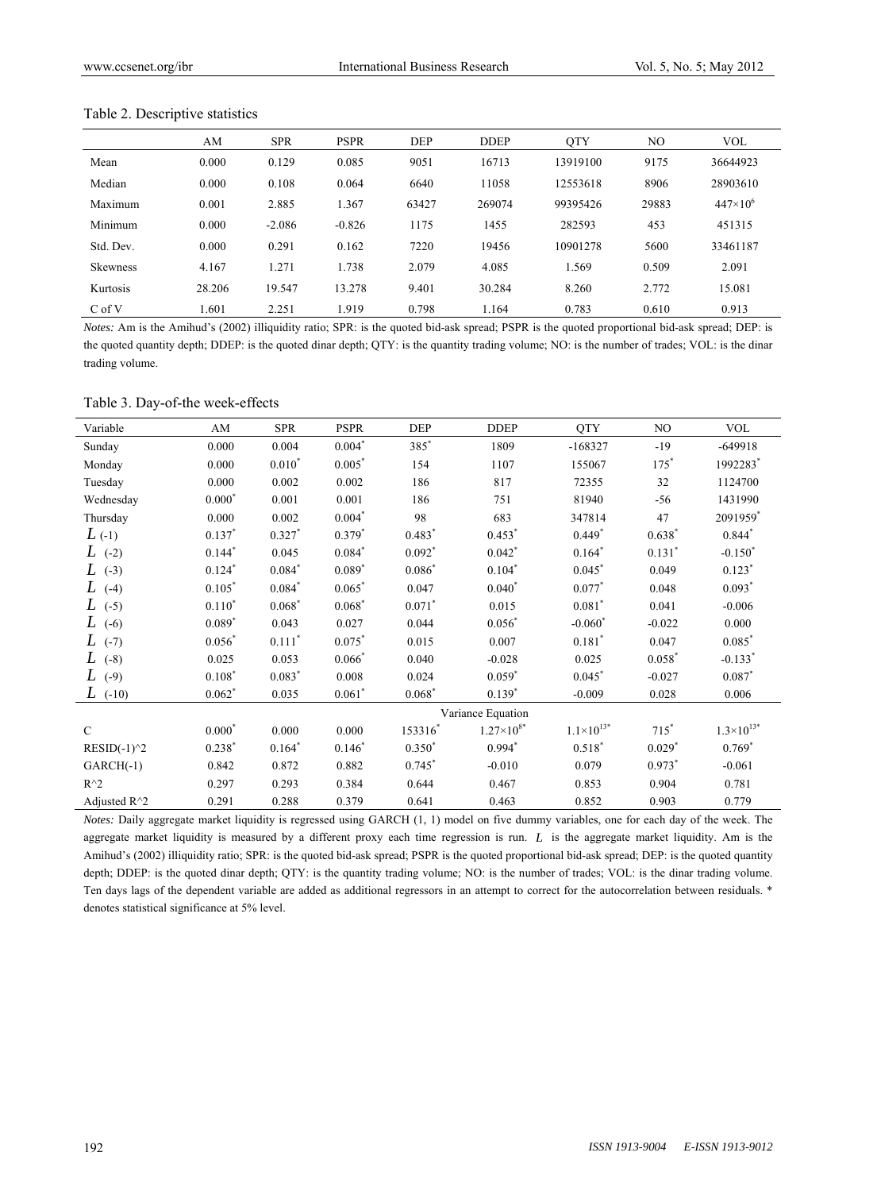Table 2. Descriptive statistics

| | AM | SPR | PSPR | DEP | DDEP | QTY | NO | VOL |
|---|---|---|---|---|---|---|---|---|
| Mean | 0.000 | 0.129 | 0.085 | 9051 | 16713 | 13919100 | 9175 | 36644923 |
| Median | 0.000 | 0.108 | 0.064 | 6640 | 11058 | 12553618 | 8906 | 28903610 |
| Maximum | 0.001 | 2.885 | 1.367 | 63427 | 269074 | 99395426 | 29883 | $447\times10^6$ |
| Minimum | 0.000 | -2.086 | -0.826 | 1175 | 1455 | 282593 | 453 | 451315 |
| Std. Dev. | 0.000 | 0.291 | 0.162 | 7220 | 19456 | 10901278 | 5600 | 33461187 |
| Skewness | 4.167 | 1.271 | 1.738 | 2.079 | 4.085 | 1.569 | 0.509 | 2.091 |
| Kurtosis | 28.206 | 19.547 | 13.278 | 9.401 | 30.284 | 8.260 | 2.772 | 15.081 |
| C of V | 1.601 | 2.251 | 1.919 | 0.798 | 1.164 | 0.783 | 0.610 | 0.913 |

*Notes:* Am is the Amihud's (2002) illiquidity ratio; SPR: is the quoted bid-ask spread; PSPR is the quoted proportional bid-ask spread; DEP: is the quoted quantity depth; DDEP: is the quoted dinar depth; QTY: is the quantity trading volume; NO: is the number of trades; VOL: is the dinar trading volume.

Table 3. Day-of-the week-effects

| Variable | AM | SPR | PSPR | DEP | DDEP | QTY | NO | VOL |
|---|---|---|---|---|---|---|---|---|
| Sunday | 0.000 | 0.004 | 0.004* | 385* | 1809 | -168327 | -19 | -649918 |
| Monday | 0.000 | 0.010* | 0.005* | 154 | 1107 | 155067 | 175* | 1992283* |
| Tuesday | 0.000 | 0.002 | 0.002 | 186 | 817 | 72355 | 32 | 1124700 |
| Wednesday | 0.000* | 0.001 | 0.001 | 186 | 751 | 81940 | -56 | 1431990 |
| Thursday | 0.000 | 0.002 | 0.004* | 98 | 683 | 347814 | 47 | 2091959* |
| $L$ (-1) | 0.137* | 0.327* | 0.379* | 0.483* | 0.453* | 0.449* | 0.638* | 0.844* |
| $L$ (-2) | 0.144* | 0.045 | 0.084* | 0.092* | 0.042* | 0.164* | 0.131* | -0.150* |
| $L$ (-3) | 0.124* | 0.084* | 0.089* | 0.086* | 0.104* | 0.045* | 0.049 | 0.123* |
| $L$ (-4) | 0.105* | 0.084* | 0.065* | 0.047 | 0.040* | 0.077* | 0.048 | 0.093* |
| $L$ (-5) | 0.110* | 0.068* | 0.068* | 0.071* | 0.015 | 0.081* | 0.041 | -0.006 |
| $L$ (-6) | 0.089* | 0.043 | 0.027 | 0.044 | 0.056* | -0.060* | -0.022 | 0.000 |
| $L$ (-7) | 0.056* | 0.111* | 0.075* | 0.015 | 0.007 | 0.181* | 0.047 | 0.085* |
| $L$ (-8) | 0.025 | 0.053 | 0.066* | 0.040 | -0.028 | 0.025 | 0.058* | -0.133* |
| $L$ (-9) | 0.108* | 0.083* | 0.008 | 0.024 | 0.059* | 0.045* | -0.027 | 0.087* |
| $L$ (-10) | 0.062* | 0.035 | 0.061* | 0.068* | 0.139* | -0.009 | 0.028 | 0.006 |
| | | | | Variance Equation | | | | |
| C | 0.000* | 0.000 | 0.000 | 153316* | $1.27\times10^{8}$* | $1.1\times10^{13}$* | 715* | $1.3\times10^{13}$* |
| RESID(-1)^2 | 0.238* | 0.164* | 0.146* | 0.350* | 0.994* | 0.518* | 0.029* | 0.769* |
| GARCH(-1) | 0.842 | 0.872 | 0.882 | 0.745* | -0.010 | 0.079 | 0.973* | -0.061 |
| R^2 | 0.297 | 0.293 | 0.384 | 0.644 | 0.467 | 0.853 | 0.904 | 0.781 |
| Adjusted R^2 | 0.291 | 0.288 | 0.379 | 0.641 | 0.463 | 0.852 | 0.903 | 0.779 |

*Notes:* Daily aggregate market liquidity is regressed using GARCH (1, 1) model on five dummy variables, one for each day of the week. The aggregate market liquidity is measured by a different proxy each time regression is run. $L$ is the aggregate market liquidity. Am is the Amihud's (2002) illiquidity ratio; SPR: is the quoted bid-ask spread; PSPR is the quoted proportional bid-ask spread; DEP: is the quoted quantity depth; DDEP: is the quoted dinar depth; QTY: is the quantity trading volume; NO: is the number of trades; VOL: is the dinar trading volume. Ten days lags of the dependent variable are added as additional regressors in an attempt to correct for the autocorrelation between residuals. * denotes statistical significance at 5% level.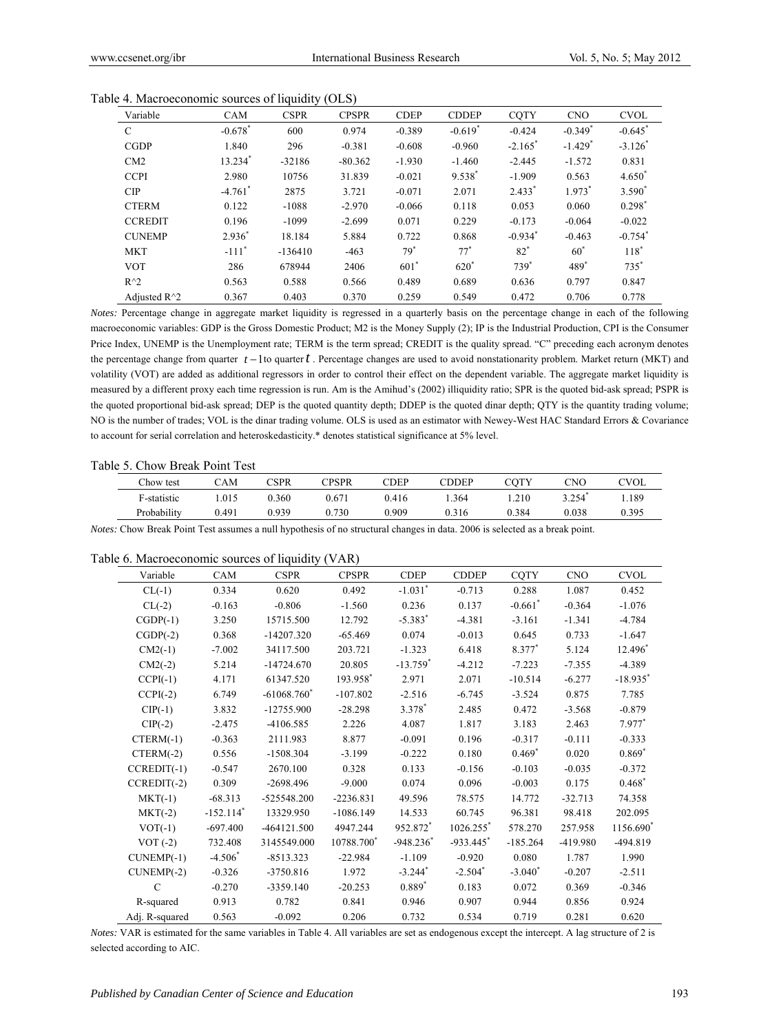Table 4. Macroeconomic sources of liquidity (OLS)

| Variable | CAM | CSPR | CPSPR | CDEP | CDDEP | CQTY | CNO | CVOL |
|---|---|---|---|---|---|---|---|---|
| C | -0.678* | 600 | 0.974 | -0.389 | -0.619* | -0.424 | -0.349* | -0.645* |
| CGDP | 1.840 | 296 | -0.381 | -0.608 | -0.960 | -2.165* | -1.429* | -3.126* |
| CM2 | 13.234* | -32186 | -80.362 | -1.930 | -1.460 | -2.445 | -1.572 | 0.831 |
| CCPI | 2.980 | 10756 | 31.839 | -0.021 | 9.538* | -1.909 | 0.563 | 4.650* |
| CIP | -4.761* | 2875 | 3.721 | -0.071 | 2.071 | 2.433* | 1.973* | 3.590* |
| CTERM | 0.122 | -1088 | -2.970 | -0.066 | 0.118 | 0.053 | 0.060 | 0.298* |
| CCREDIT | 0.196 | -1099 | -2.699 | 0.071 | 0.229 | -0.173 | -0.064 | -0.022 |
| CUNEMP | 2.936* | 18.184 | 5.884 | 0.722 | 0.868 | -0.934* | -0.463 | -0.754* |
| MKT | -111* | -136410 | -463 | 79* | 77* | 82* | 60* | 118* |
| VOT | 286 | 678944 | 2406 | 601* | 620* | 739* | 489* | 735* |
| R^2 | 0.563 | 0.588 | 0.566 | 0.489 | 0.689 | 0.636 | 0.797 | 0.847 |
| Adjusted R^2 | 0.367 | 0.403 | 0.370 | 0.259 | 0.549 | 0.472 | 0.706 | 0.778 |

*Notes:* Percentage change in aggregate market liquidity is regressed in a quarterly basis on the percentage change in each of the following macroeconomic variables: GDP is the Gross Domestic Product; M2 is the Money Supply (2); IP is the Industrial Production, CPI is the Consumer Price Index, UNEMP is the Unemployment rate; TERM is the term spread; CREDIT is the quality spread. "C" preceding each acronym denotes the percentage change from quarter $t-1$ to quarter $t$. Percentage changes are used to avoid nonstationarity problem. Market return (MKT) and volatility (VOT) are added as additional regressors in order to control their effect on the dependent variable. The aggregate market liquidity is measured by a different proxy each time regression is run. Am is the Amihud's (2002) illiquidity ratio; SPR is the quoted bid-ask spread; PSPR is the quoted proportional bid-ask spread; DEP is the quoted quantity depth; DDEP is the quoted dinar depth; QTY is the quantity trading volume; NO is the number of trades; VOL is the dinar trading volume. OLS is used as an estimator with Newey-West HAC Standard Errors & Covariance to account for serial correlation and heteroskedasticity.* denotes statistical significance at 5% level.

Table 5. Chow Break Point Test

| Chow test | CAM | CSPR | CPSPR | CDEP | CDDEP | CQTY | CNO | CVOL |
|---|---|---|---|---|---|---|---|---|
| F-statistic | 1.015 | 0.360 | 0.671 | 0.416 | 1.364 | 1.210 | 3.254* | 1.189 |
| Probability | 0.491 | 0.939 | 0.730 | 0.909 | 0.316 | 0.384 | 0.038 | 0.395 |

*Notes:* Chow Break Point Test assumes a null hypothesis of no structural changes in data. 2006 is selected as a break point.

Table 6. Macroeconomic sources of liquidity (VAR)

| Variable | CAM | CSPR | CPSPR | CDEP | CDDEP | CQTY | CNO | CVOL |
|---|---|---|---|---|---|---|---|---|
| CL(-1) | 0.334 | 0.620 | 0.492 | -1.031* | -0.713 | 0.288 | 1.087 | 0.452 |
| CL(-2) | -0.163 | -0.806 | -1.560 | 0.236 | 0.137 | -0.661* | -0.364 | -1.076 |
| CGDP(-1) | 3.250 | 15715.500 | 12.792 | -5.383* | -4.381 | -3.161 | -1.341 | -4.784 |
| CGDP(-2) | 0.368 | -14207.320 | -65.469 | 0.074 | -0.013 | 0.645 | 0.733 | -1.647 |
| CM2(-1) | -7.002 | 34117.500 | 203.721 | -1.323 | 6.418 | 8.377* | 5.124 | 12.496* |
| CM2(-2) | 5.214 | -14724.670 | 20.805 | -13.759* | -4.212 | -7.223 | -7.355 | -4.389 |
| CCPI(-1) | 4.171 | 61347.520 | 193.958* | 2.971 | 2.071 | -10.514 | -6.277 | -18.935* |
| CCPI(-2) | 6.749 | -61068.760* | -107.802 | -2.516 | -6.745 | -3.524 | 0.875 | 7.785 |
| CIP(-1) | 3.832 | -12755.900 | -28.298 | 3.378* | 2.485 | 0.472 | -3.568 | -0.879 |
| CIP(-2) | -2.475 | -4106.585 | 2.226 | 4.087 | 1.817 | 3.183 | 2.463 | 7.977* |
| CTERM(-1) | -0.363 | 2111.983 | 8.877 | -0.091 | 0.196 | -0.317 | -0.111 | -0.333 |
| CTERM(-2) | 0.556 | -1508.304 | -3.199 | -0.222 | 0.180 | 0.469* | 0.020 | 0.869* |
| CCREDIT(-1) | -0.547 | 2670.100 | 0.328 | 0.133 | -0.156 | -0.103 | -0.035 | -0.372 |
| CCREDIT(-2) | 0.309 | -2698.496 | -9.000 | 0.074 | 0.096 | -0.003 | 0.175 | 0.468* |
| MKT(-1) | -68.313 | -525548.200 | -2236.831 | 49.596 | 78.575 | 14.772 | -32.713 | 74.358 |
| MKT(-2) | -152.114* | 13329.950 | -1086.149 | 14.533 | 60.745 | 96.381 | 98.418 | 202.095 |
| VOT(-1) | -697.400 | -464121.500 | 4947.244 | 952.872* | 1026.255* | 578.270 | 257.958 | 1156.690* |
| VOT (-2) | 732.408 | 3145549.000 | 10788.700* | -948.236* | -933.445* | -185.264 | -419.980 | -494.819 |
| CUNEMP(-1) | -4.506* | -8513.323 | -22.984 | -1.109 | -0.920 | 0.080 | 1.787 | 1.990 |
| CUNEMP(-2) | -0.326 | -3750.816 | 1.972 | -3.244* | -2.504* | -3.040* | -0.207 | -2.511 |
| C | -0.270 | -3359.140 | -20.253 | 0.889* | 0.183 | 0.072 | 0.369 | -0.346 |
| R-squared | 0.913 | 0.782 | 0.841 | 0.946 | 0.907 | 0.944 | 0.856 | 0.924 |
| Adj. R-squared | 0.563 | -0.092 | 0.206 | 0.732 | 0.534 | 0.719 | 0.281 | 0.620 |

*Notes:* VAR is estimated for the same variables in Table 4. All variables are set as endogenous except the intercept. A lag structure of 2 is selected according to AIC.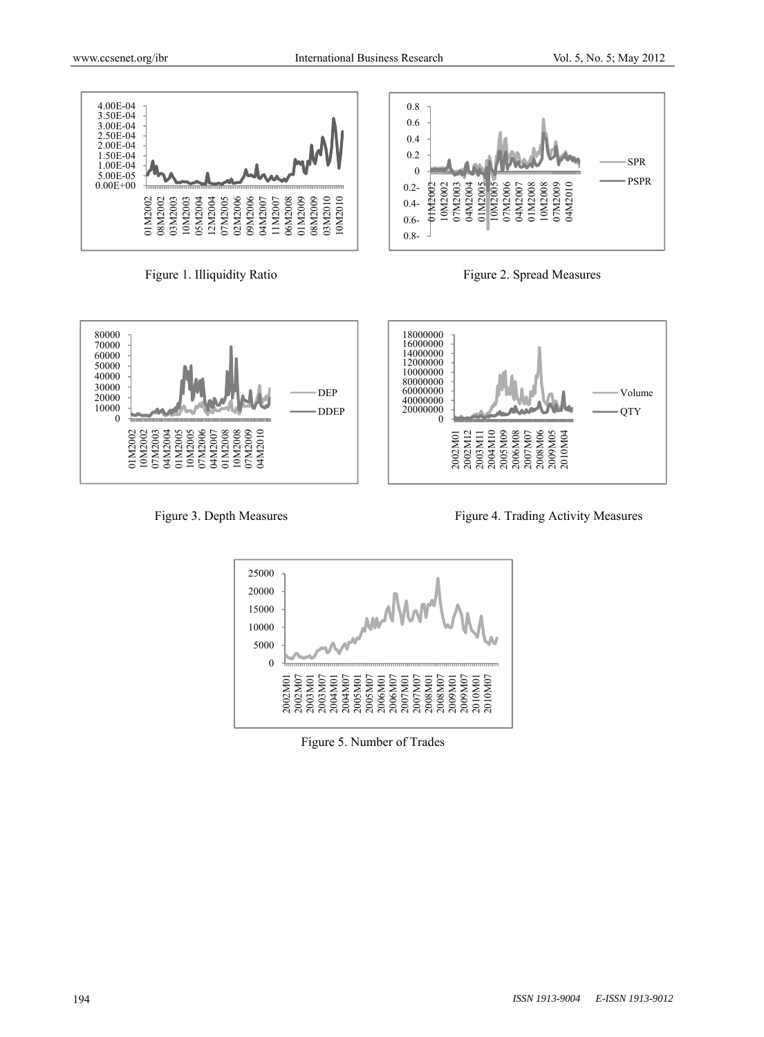4.00E-04
3.50E-04
3.00E-04
2.50E-04
2.00E-04
1.50E-04
1.00E-04
5.00E-05
0.00E+00

01M2002
08M2002
03M2003
10M2003
05M2004
12M2004
07M2005
02M2006
09M2006
04M2007
11M2007
06M2008
01M2009
08M2009
03M2010
10M2010

Figure 1. Illiquidity Ratio

0.8
0.6
0.4
0.2
0
0.2-
0.4-
0.6-
0.8-

01M2002
10M2002
07M2003
04M2004
01M2005
10M2005
07M2006
04M2007
01M2008
10M2008
07M2009
04M2010

SPR
PSPR

Figure 2. Spread Measures

80000
70000
60000
50000
40000
30000
20000
10000
0

01M2002
10M2002
07M2003
04M2004
01M2005
10M2005
07M2006
04M2007
01M2008
10M2008
07M2009
04M2010

DEP
DDEP

Figure 3. Depth Measures

18000000
16000000
14000000
12000000
10000000
80000000
60000000
40000000
20000000
0

2002M01
2002M12
2003M11
2004M10
2005M09
2006M08
2007M07
2008M06
2009M05
2010M04

Volume
QTY

Figure 4. Trading Activity Measures

25000
20000
15000
10000
5000
0

2002M01
2002M07
2003M01
2003M07
2004M01
2004M07
2005M01
2005M07
2006M01
2006M07
2007M01
2007M07
2008M01
2008M07
2009M01
2009M07
2010M01
2010M07

Figure 5. Number of Trades